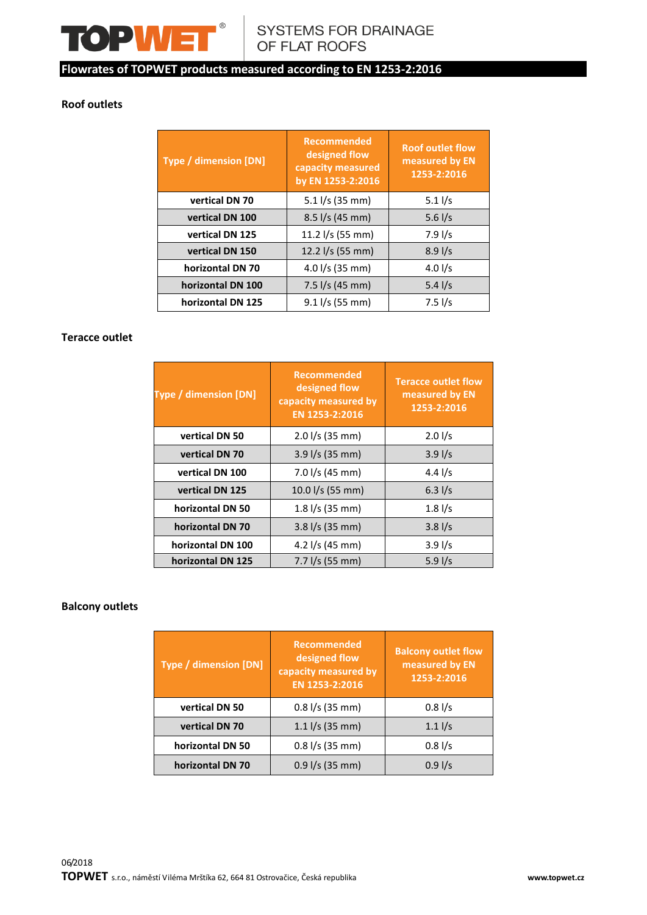# Flowrates of TOPWET products measured according to EN 1253-2:2016

## Roof outlets

| Type / dimension [DN] | Recommended designed flow capacity measured by EN 1253-2:2016 | Roof outlet flow measured by EN 1253-2:2016 |
|---|---|---|
| **vertical DN 70** | 5.1 l/s (35 mm) | 5.1 l/s |
| **vertical DN 100** | 8.5 l/s (45 mm) | 5.6 l/s |
| **vertical DN 125** | 11.2 l/s (55 mm) | 7.9 l/s |
| **vertical DN 150** | 12.2 l/s (55 mm) | 8.9 l/s |
| **horizontal DN 70** | 4.0 l/s (35 mm) | 4.0 l/s |
| **horizontal DN 100** | 7.5 l/s (45 mm) | 5.4 l/s |
| **horizontal DN 125** | 9.1 l/s (55 mm) | 7.5 l/s |

## Teracce outlet

| Type / dimension [DN] | Recommended designed flow capacity measured by EN 1253-2:2016 | Teracce outlet flow measured by EN 1253-2:2016 |
|---|---|---|
| **vertical DN 50** | 2.0 l/s (35 mm) | 2.0 l/s |
| **vertical DN 70** | 3.9 l/s (35 mm) | 3.9 l/s |
| **vertical DN 100** | 7.0 l/s (45 mm) | 4.4 l/s |
| **vertical DN 125** | 10.0 l/s (55 mm) | 6.3 l/s |
| **horizontal DN 50** | 1.8 l/s (35 mm) | 1.8 l/s |
| **horizontal DN 70** | 3.8 l/s (35 mm) | 3.8 l/s |
| **horizontal DN 100** | 4.2 l/s (45 mm) | 3.9 l/s |
| **horizontal DN 125** | 7.7 l/s (55 mm) | 5.9 l/s |

## Balcony outlets

| Type / dimension [DN] | Recommended designed flow capacity measured by EN 1253-2:2016 | Balcony outlet flow measured by EN 1253-2:2016 |
|---|---|---|
| **vertical DN 50** | 0.8 l/s (35 mm) | 0.8 l/s |
| **vertical DN 70** | 1.1 l/s (35 mm) | 1.1 l/s |
| **horizontal DN 50** | 0.8 l/s (35 mm) | 0.8 l/s |
| **horizontal DN 70** | 0.9 l/s (35 mm) | 0.9 l/s |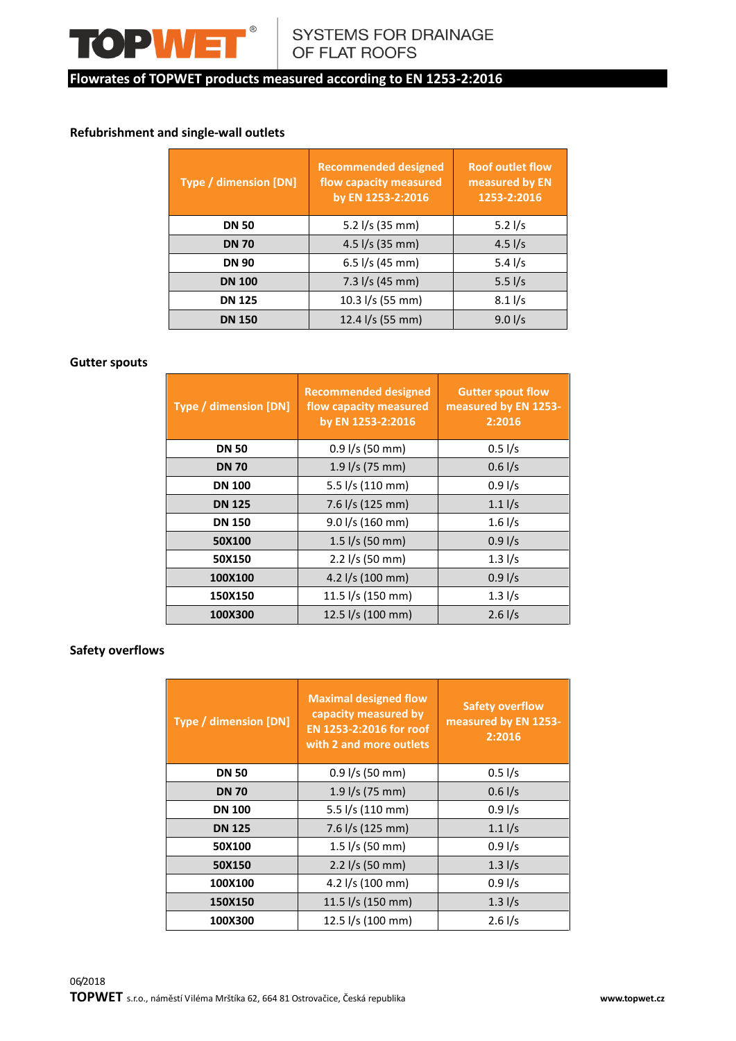## Flowrates of TOPWET products measured according to EN 1253-2:2016

### Refubrishment and single-wall outlets

| Type / dimension [DN] | Recommended designed flow capacity measured by EN 1253-2:2016 | Roof outlet flow measured by EN 1253-2:2016 |
|---|---|---|
| **DN 50** | 5.2 l/s (35 mm) | 5.2 l/s |
| **DN 70** | 4.5 l/s (35 mm) | 4.5 l/s |
| **DN 90** | 6.5 l/s (45 mm) | 5.4 l/s |
| **DN 100** | 7.3 l/s (45 mm) | 5.5 l/s |
| **DN 125** | 10.3 l/s (55 mm) | 8.1 l/s |
| **DN 150** | 12.4 l/s (55 mm) | 9.0 l/s |

### Gutter spouts

| Type / dimension [DN] | Recommended designed flow capacity measured by EN 1253-2:2016 | Gutter spout flow measured by EN 1253-2:2016 |
|---|---|---|
| **DN 50** | 0.9 l/s (50 mm) | 0.5 l/s |
| **DN 70** | 1.9 l/s (75 mm) | 0.6 l/s |
| **DN 100** | 5.5 l/s (110 mm) | 0.9 l/s |
| **DN 125** | 7.6 l/s (125 mm) | 1.1 l/s |
| **DN 150** | 9.0 l/s (160 mm) | 1.6 l/s |
| **50X100** | 1.5 l/s (50 mm) | 0.9 l/s |
| **50X150** | 2.2 l/s (50 mm) | 1.3 l/s |
| **100X100** | 4.2 l/s (100 mm) | 0.9 l/s |
| **150X150** | 11.5 l/s (150 mm) | 1.3 l/s |
| **100X300** | 12.5 l/s (100 mm) | 2.6 l/s |

### Safety overflows

| Type / dimension [DN] | Maximal designed flow capacity measured by EN 1253-2:2016 for roof with 2 and more outlets | Safety overflow measured by EN 1253-2:2016 |
|---|---|---|
| **DN 50** | 0.9 l/s (50 mm) | 0.5 l/s |
| **DN 70** | 1.9 l/s (75 mm) | 0.6 l/s |
| **DN 100** | 5.5 l/s (110 mm) | 0.9 l/s |
| **DN 125** | 7.6 l/s (125 mm) | 1.1 l/s |
| **50X100** | 1.5 l/s (50 mm) | 0.9 l/s |
| **50X150** | 2.2 l/s (50 mm) | 1.3 l/s |
| **100X100** | 4.2 l/s (100 mm) | 0.9 l/s |
| **150X150** | 11.5 l/s (150 mm) | 1.3 l/s |
| **100X300** | 12.5 l/s (100 mm) | 2.6 l/s |

06/2018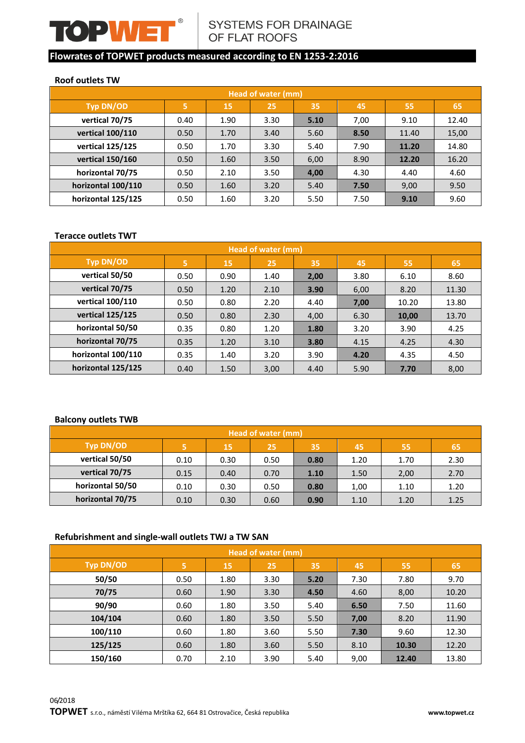**TOPWET** SYSTEMS FOR DRAINAGE OF FLAT ROOFS

## Flowrates of TOPWET products measured according to EN 1253-2:2016

### Roof outlets TW

| | Head of water (mm) | | | | | | |
|---|---|---|---|---|---|---|---|
| Typ DN/OD | 5 | 15 | 25 | 35 | 45 | 55 | 65 |
| vertical 70/75 | 0.40 | 1.90 | 3.30 | **5.10** | 7,00 | 9.10 | 12.40 |
| vertical 100/110 | 0.50 | 1.70 | 3.40 | 5.60 | **8.50** | 11.40 | 15,00 |
| vertical 125/125 | 0.50 | 1.70 | 3.30 | 5.40 | 7.90 | **11.20** | 14.80 |
| vertical 150/160 | 0.50 | 1.60 | 3.50 | 6,00 | 8.90 | **12.20** | 16.20 |
| horizontal 70/75 | 0.50 | 2.10 | 3.50 | **4,00** | 4.30 | 4.40 | 4.60 |
| horizontal 100/110 | 0.50 | 1.60 | 3.20 | 5.40 | **7.50** | 9,00 | 9.50 |
| horizontal 125/125 | 0.50 | 1.60 | 3.20 | 5.50 | 7.50 | **9.10** | 9.60 |

### Teracce outlets TWT

| | Head of water (mm) | | | | | | |
|---|---|---|---|---|---|---|---|
| Typ DN/OD | 5 | 15 | 25 | 35 | 45 | 55 | 65 |
| vertical 50/50 | 0.50 | 0.90 | 1.40 | **2,00** | 3.80 | 6.10 | 8.60 |
| vertical 70/75 | 0.50 | 1.20 | 2.10 | **3.90** | 6,00 | 8.20 | 11.30 |
| vertical 100/110 | 0.50 | 0.80 | 2.20 | 4.40 | **7,00** | 10.20 | 13.80 |
| vertical 125/125 | 0.50 | 0.80 | 2.30 | 4,00 | 6.30 | **10,00** | 13.70 |
| horizontal 50/50 | 0.35 | 0.80 | 1.20 | **1.80** | 3.20 | 3.90 | 4.25 |
| horizontal 70/75 | 0.35 | 1.20 | 3.10 | **3.80** | 4.15 | 4.25 | 4.30 |
| horizontal 100/110 | 0.35 | 1.40 | 3.20 | 3.90 | **4.20** | 4.35 | 4.50 |
| horizontal 125/125 | 0.40 | 1.50 | 3,00 | 4.40 | 5.90 | **7.70** | 8,00 |

### Balcony outlets TWB

| | Head of water (mm) | | | | | | |
|---|---|---|---|---|---|---|---|
| Typ DN/OD | 5 | 15 | 25 | 35 | 45 | 55 | 65 |
| vertical 50/50 | 0.10 | 0.30 | 0.50 | **0.80** | 1.20 | 1.70 | 2.30 |
| vertical 70/75 | 0.15 | 0.40 | 0.70 | **1.10** | 1.50 | 2,00 | 2.70 |
| horizontal 50/50 | 0.10 | 0.30 | 0.50 | **0.80** | 1,00 | 1.10 | 1.20 |
| horizontal 70/75 | 0.10 | 0.30 | 0.60 | **0.90** | 1.10 | 1.20 | 1.25 |

### Refurbishment and single-wall outlets TWJ a TW SAN

| | Head of water (mm) | | | | | | |
|---|---|---|---|---|---|---|---|
| Typ DN/OD | 5 | 15 | 25 | 35 | 45 | 55 | 65 |
| 50/50 | 0.50 | 1.80 | 3.30 | **5.20** | 7.30 | 7.80 | 9.70 |
| 70/75 | 0.60 | 1.90 | 3.30 | **4.50** | 4.60 | 8,00 | 10.20 |
| 90/90 | 0.60 | 1.80 | 3.50 | 5.40 | **6.50** | 7.50 | 11.60 |
| 104/104 | 0.60 | 1.80 | 3.50 | 5.50 | **7,00** | 8.20 | 11.90 |
| 100/110 | 0.60 | 1.80 | 3.60 | 5.50 | **7.30** | 9.60 | 12.30 |
| 125/125 | 0.60 | 1.80 | 3.60 | 5.50 | 8.10 | **10.30** | 12.20 |
| 150/160 | 0.70 | 2.10 | 3.90 | 5.40 | 9,00 | **12.40** | 13.80 |

06/2018

**TOPWET** s.r.o., náměstí Viléma Mrštíka 62, 664 81 Ostrovačice, Česká republika — www.topwet.cz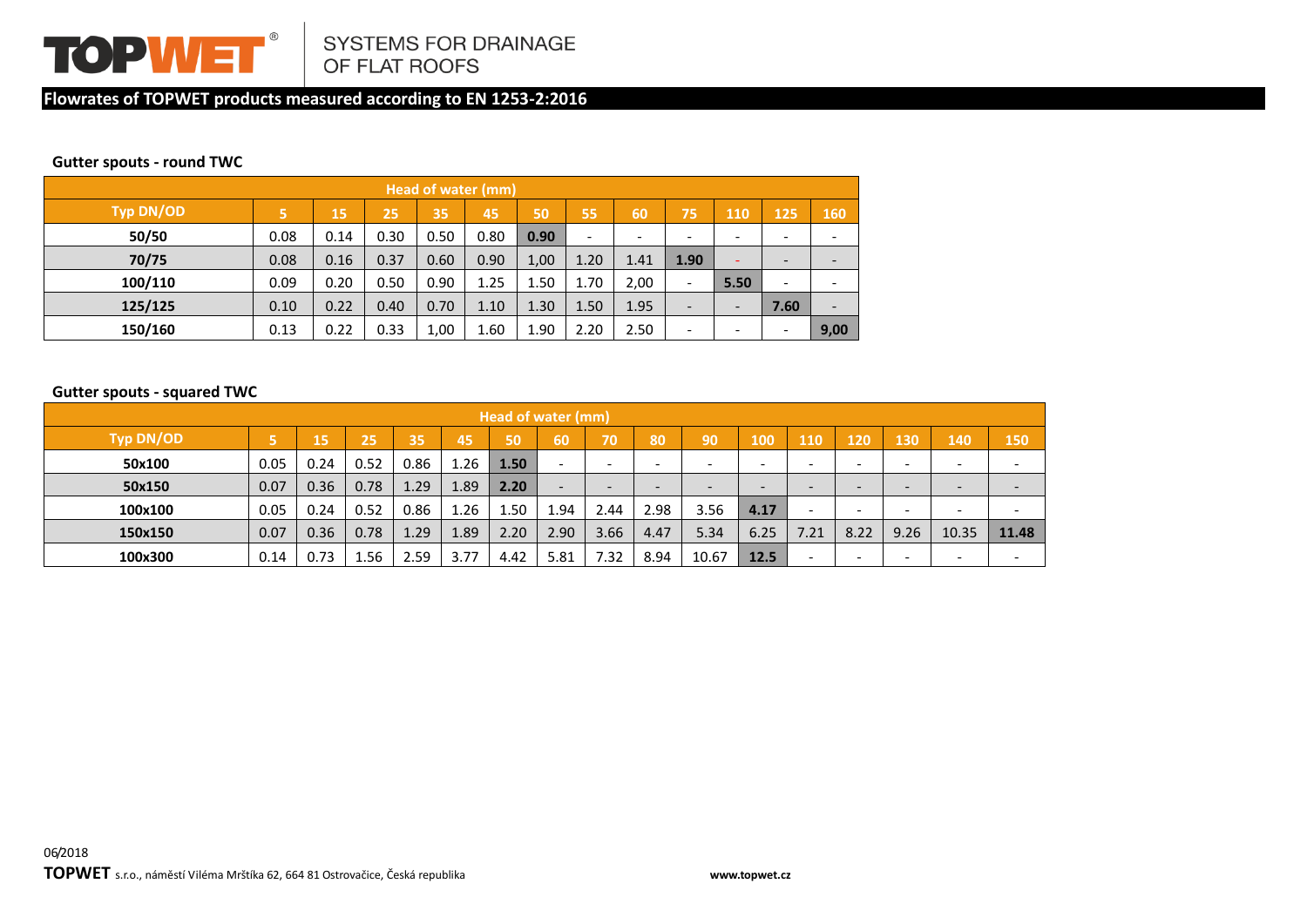**TOPWET** SYSTEMS FOR DRAINAGE OF FLAT ROOFS

## Flowrates of TOPWET products measured according to EN 1253-2:2016

### Gutter spouts - round TWC

| | Head of water (mm) | | | | | | | | | | | |
|---|---|---|---|---|---|---|---|---|---|---|---|---|
| **Typ DN/OD** | **5** | **15** | **25** | **35** | **45** | **50** | **55** | **60** | **75** | **110** | **125** | **160** |
| **50/50** | 0.08 | 0.14 | 0.30 | 0.50 | 0.80 | **0.90** | - | - | - | - | - | - |
| **70/75** | 0.08 | 0.16 | 0.37 | 0.60 | 0.90 | 1,00 | 1.20 | 1.41 | **1.90** | - | - | - |
| **100/110** | 0.09 | 0.20 | 0.50 | 0.90 | 1.25 | 1.50 | 1.70 | 2,00 | - | **5.50** | - | - |
| **125/125** | 0.10 | 0.22 | 0.40 | 0.70 | 1.10 | 1.30 | 1.50 | 1.95 | - | - | **7.60** | - |
| **150/160** | 0.13 | 0.22 | 0.33 | 1,00 | 1.60 | 1.90 | 2.20 | 2.50 | - | - | - | **9,00** |

### Gutter spouts - squared TWC

| | Head of water (mm) | | | | | | | | | | | | | | | |
|---|---|---|---|---|---|---|---|---|---|---|---|---|---|---|---|---|
| **Typ DN/OD** | **5** | **15** | **25** | **35** | **45** | **50** | **60** | **70** | **80** | **90** | **100** | **110** | **120** | **130** | **140** | **150** |
| **50x100** | 0.05 | 0.24 | 0.52 | 0.86 | 1.26 | **1.50** | - | - | - | - | - | - | - | - | - | - |
| **50x150** | 0.07 | 0.36 | 0.78 | 1.29 | 1.89 | **2.20** | - | - | - | - | - | - | - | - | - | - |
| **100x100** | 0.05 | 0.24 | 0.52 | 0.86 | 1.26 | 1.50 | 1.94 | 2.44 | 2.98 | 3.56 | **4.17** | - | - | - | - | - |
| **150x150** | 0.07 | 0.36 | 0.78 | 1.29 | 1.89 | 2.20 | 2.90 | 3.66 | 4.47 | 5.34 | 6.25 | 7.21 | 8.22 | 9.26 | 10.35 | **11.48** |
| **100x300** | 0.14 | 0.73 | 1.56 | 2.59 | 3.77 | 4.42 | 5.81 | 7.32 | 8.94 | 10.67 | **12.5** | - | - | - | - | - |

06/2018

**TOPWET** s.r.o., náměstí Viléma Mrštíka 62, 664 81 Ostrovačice, Česká republika www.topwet.cz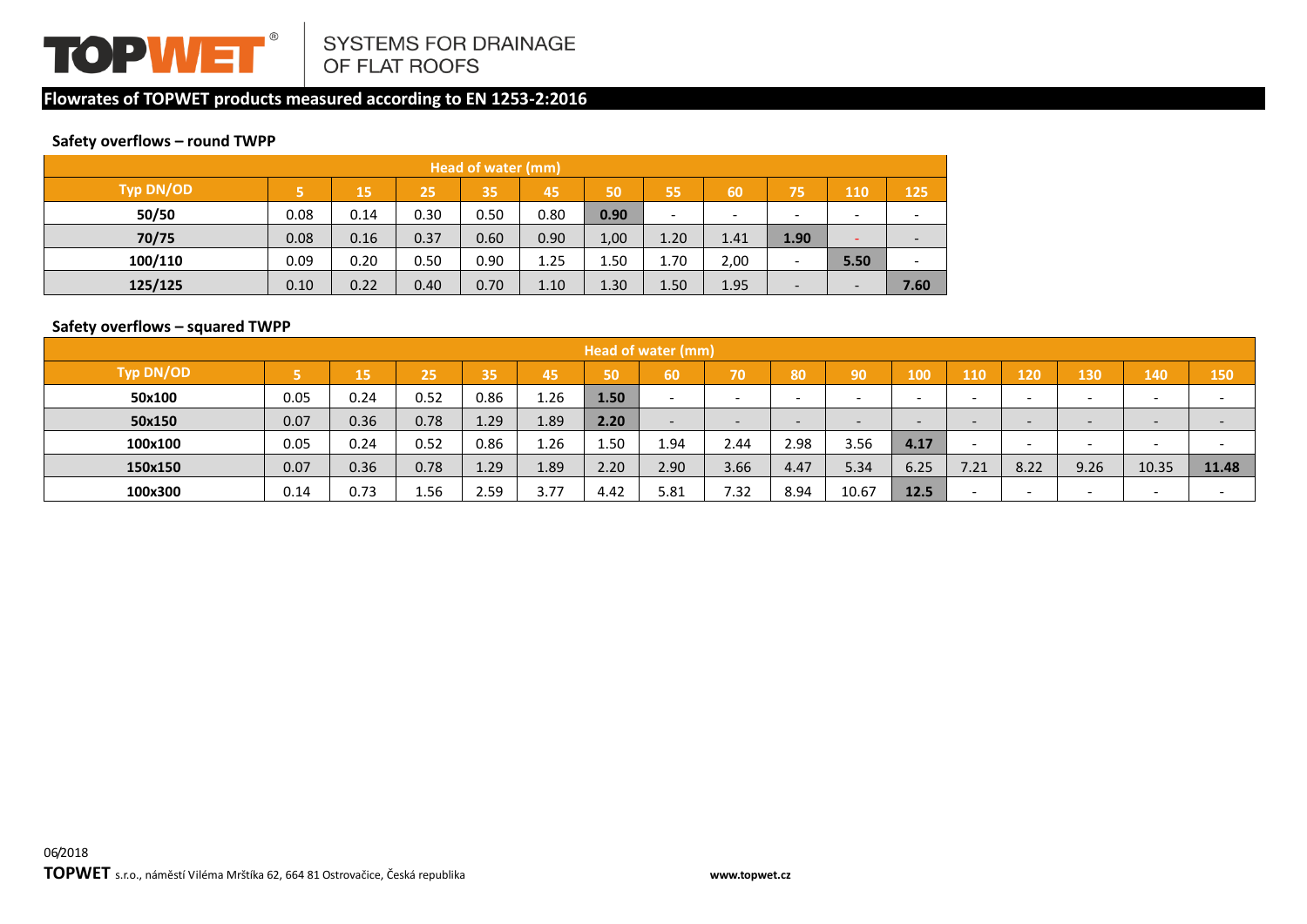TOPWET® SYSTEMS FOR DRAINAGE OF FLAT ROOFS

## Flowrates of TOPWET products measured according to EN 1253-2:2016

### Safety overflows – round TWPP

| Typ DN/OD | Head of water (mm) | | | | | | | | | | |
|---|---|---|---|---|---|---|---|---|---|---|---|
| | 5 | 15 | 25 | 35 | 45 | 50 | 55 | 60 | 75 | 110 | 125 |
| **50/50** | 0.08 | 0.14 | 0.30 | 0.50 | 0.80 | **0.90** | - | - | - | - | - |
| **70/75** | 0.08 | 0.16 | 0.37 | 0.60 | 0.90 | 1,00 | 1.20 | 1.41 | **1.90** | - | - |
| **100/110** | 0.09 | 0.20 | 0.50 | 0.90 | 1.25 | 1.50 | 1.70 | 2,00 | - | **5.50** | - |
| **125/125** | 0.10 | 0.22 | 0.40 | 0.70 | 1.10 | 1.30 | 1.50 | 1.95 | - | - | **7.60** |

### Safety overflows – squared TWPP

| Typ DN/OD | Head of water (mm) | | | | | | | | | | | | | | |
|---|---|---|---|---|---|---|---|---|---|---|---|---|---|---|---|
| | 5 | 15 | 25 | 35 | 45 | 50 | 60 | 70 | 80 | 90 | 100 | 110 | 120 | 130 | 140 | 150 |
| **50x100** | 0.05 | 0.24 | 0.52 | 0.86 | 1.26 | **1.50** | - | - | - | - | - | - | - | - | - | - |
| **50x150** | 0.07 | 0.36 | 0.78 | 1.29 | 1.89 | **2.20** | - | - | - | - | - | - | - | - | - | - |
| **100x100** | 0.05 | 0.24 | 0.52 | 0.86 | 1.26 | 1.50 | 1.94 | 2.44 | 2.98 | 3.56 | **4.17** | - | - | - | - | - |
| **150x150** | 0.07 | 0.36 | 0.78 | 1.29 | 1.89 | 2.20 | 2.90 | 3.66 | 4.47 | 5.34 | 6.25 | 7.21 | 8.22 | 9.26 | 10.35 | **11.48** |
| **100x300** | 0.14 | 0.73 | 1.56 | 2.59 | 3.77 | 4.42 | 5.81 | 7.32 | 8.94 | 10.67 | **12.5** | - | - | - | - | - |

06/2018

**TOPWET** s.r.o., náměstí Viléma Mrštíka 62, 664 81 Ostrovačice, Česká republika

**www.topwet.cz**